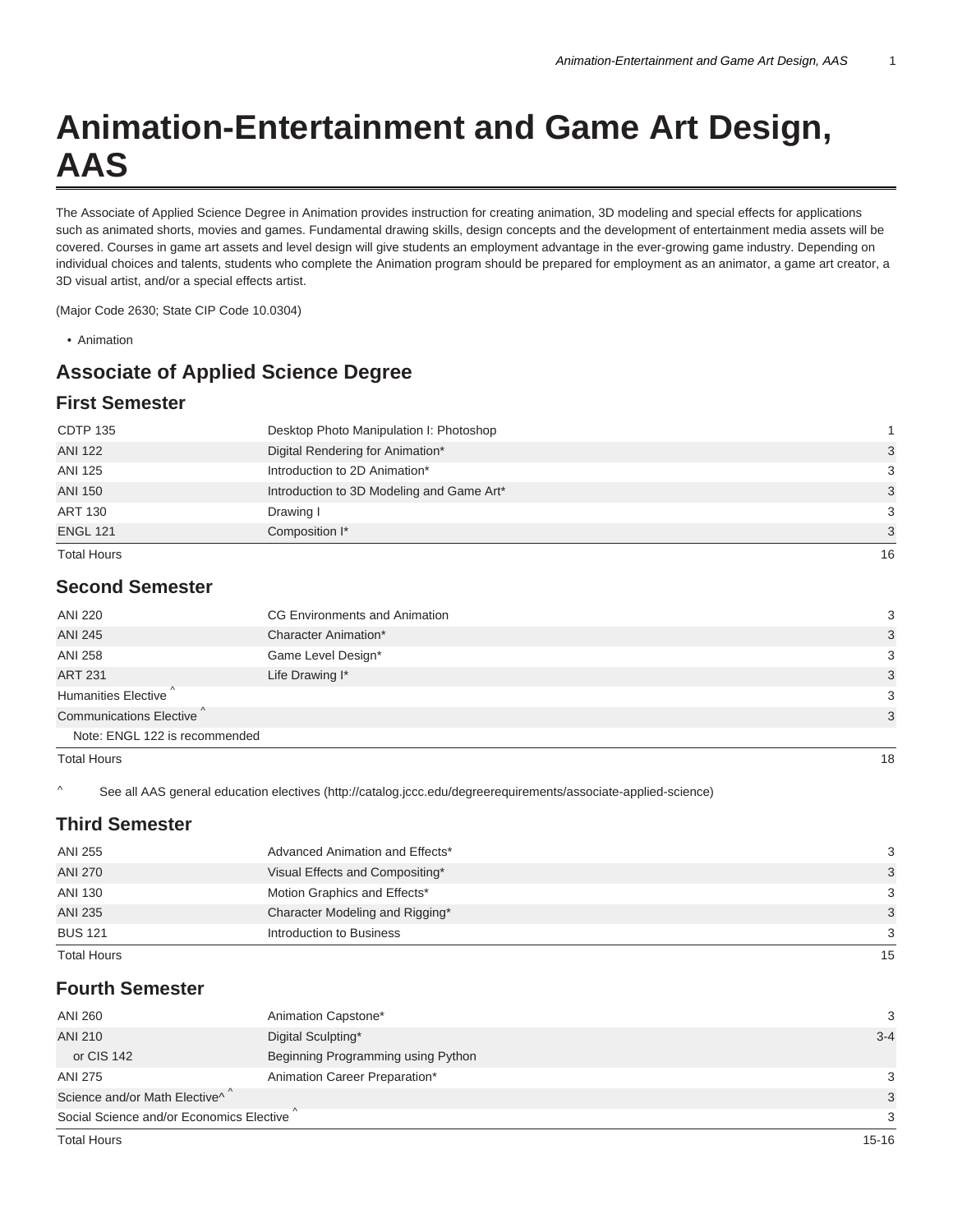# Animation-Entertainment and Game Art Design, AAS

The Associate of Applied Science Degree in Animation provides instruction for creating animation, 3D modeling and special effects for applications such as animated shorts, movies and games. Fundamental drawing skills, design concepts and the development of entertainment media assets will be covered. Courses in game art assets and level design will give students an employment advantage in the ever-growing game industry. Depending on individual choices and talents, students who complete the Animation program should be prepared for employment as an animator, a game art creator, a 3D visual artist, and/or a special effects artist.

(Major Code 2630; State CIP Code 10.0304)

- Animation

## Associate of Applied Science Degree

### First Semester

| | | |
|---|---|---|
| CDTP 135 | Desktop Photo Manipulation I: Photoshop | 1 |
| ANI 122 | Digital Rendering for Animation* | 3 |
| ANI 125 | Introduction to 2D Animation* | 3 |
| ANI 150 | Introduction to 3D Modeling and Game Art* | 3 |
| ART 130 | Drawing I | 3 |
| ENGL 121 | Composition I* | 3 |
| Total Hours | | 16 |

### Second Semester

| | | |
|---|---|---|
| ANI 220 | CG Environments and Animation | 3 |
| ANI 245 | Character Animation* | 3 |
| ANI 258 | Game Level Design* | 3 |
| ART 231 | Life Drawing I* | 3 |
| Humanities Elective ^ | | 3 |
| Communications Elective ^ | | 3 |
| Note: ENGL 122 is recommended | | |
| Total Hours | | 18 |

^ See all AAS general education electives (http://catalog.jccc.edu/degreerequirements/associate-applied-science)

### Third Semester

| | | |
|---|---|---|
| ANI 255 | Advanced Animation and Effects* | 3 |
| ANI 270 | Visual Effects and Compositing* | 3 |
| ANI 130 | Motion Graphics and Effects* | 3 |
| ANI 235 | Character Modeling and Rigging* | 3 |
| BUS 121 | Introduction to Business | 3 |
| Total Hours | | 15 |

### Fourth Semester

| | | |
|---|---|---|
| ANI 260 | Animation Capstone* | 3 |
| ANI 210 | Digital Sculpting* | 3-4 |
| or CIS 142 | Beginning Programming using Python | |
| ANI 275 | Animation Career Preparation* | 3 |
| Science and/or Math Elective^ ^ | | 3 |
| Social Science and/or Economics Elective ^ | | 3 |
| Total Hours | | 15-16 |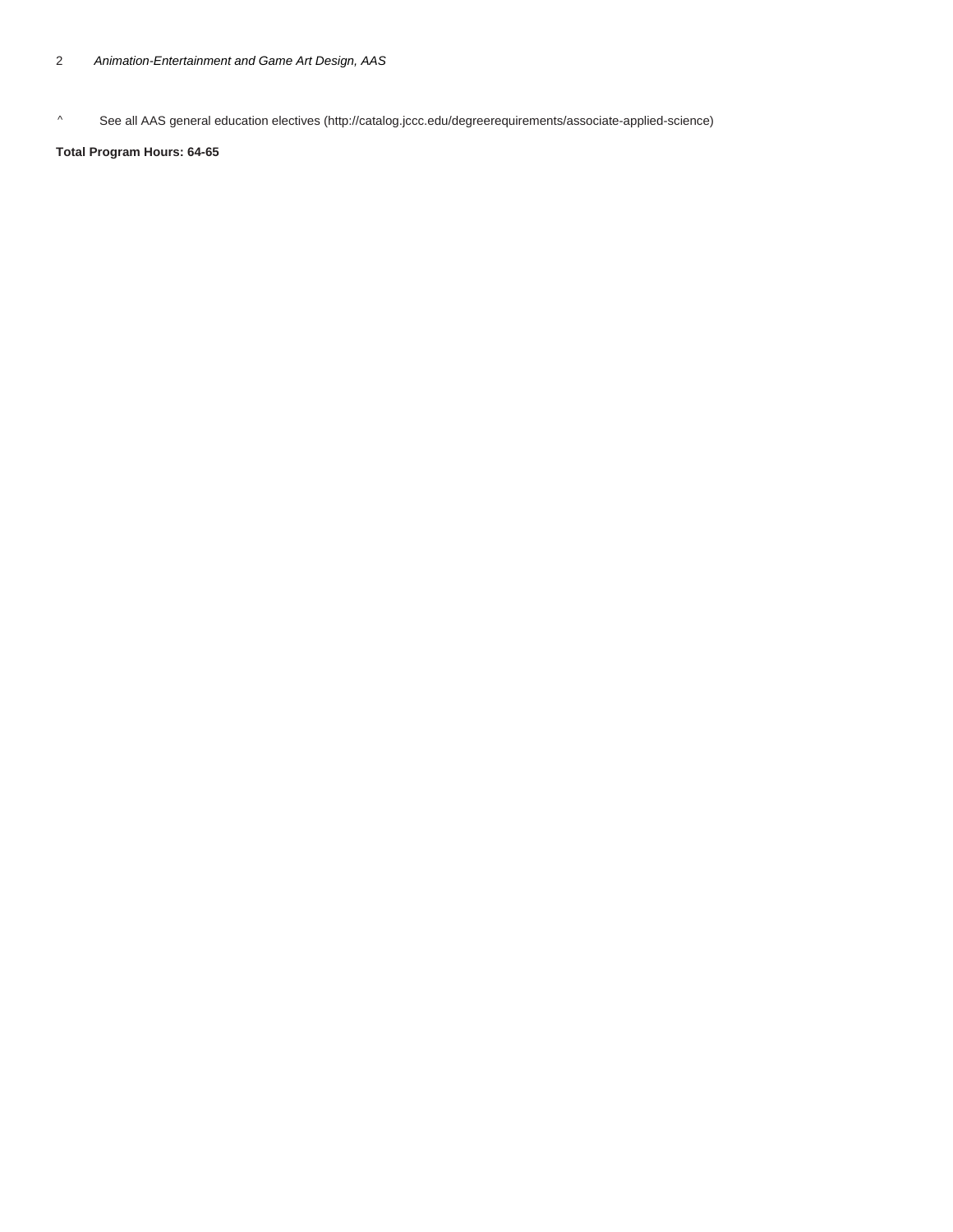^ See all AAS general education electives (http://catalog.jccc.edu/degreerequirements/associate-applied-science)

**Total Program Hours: 64-65**